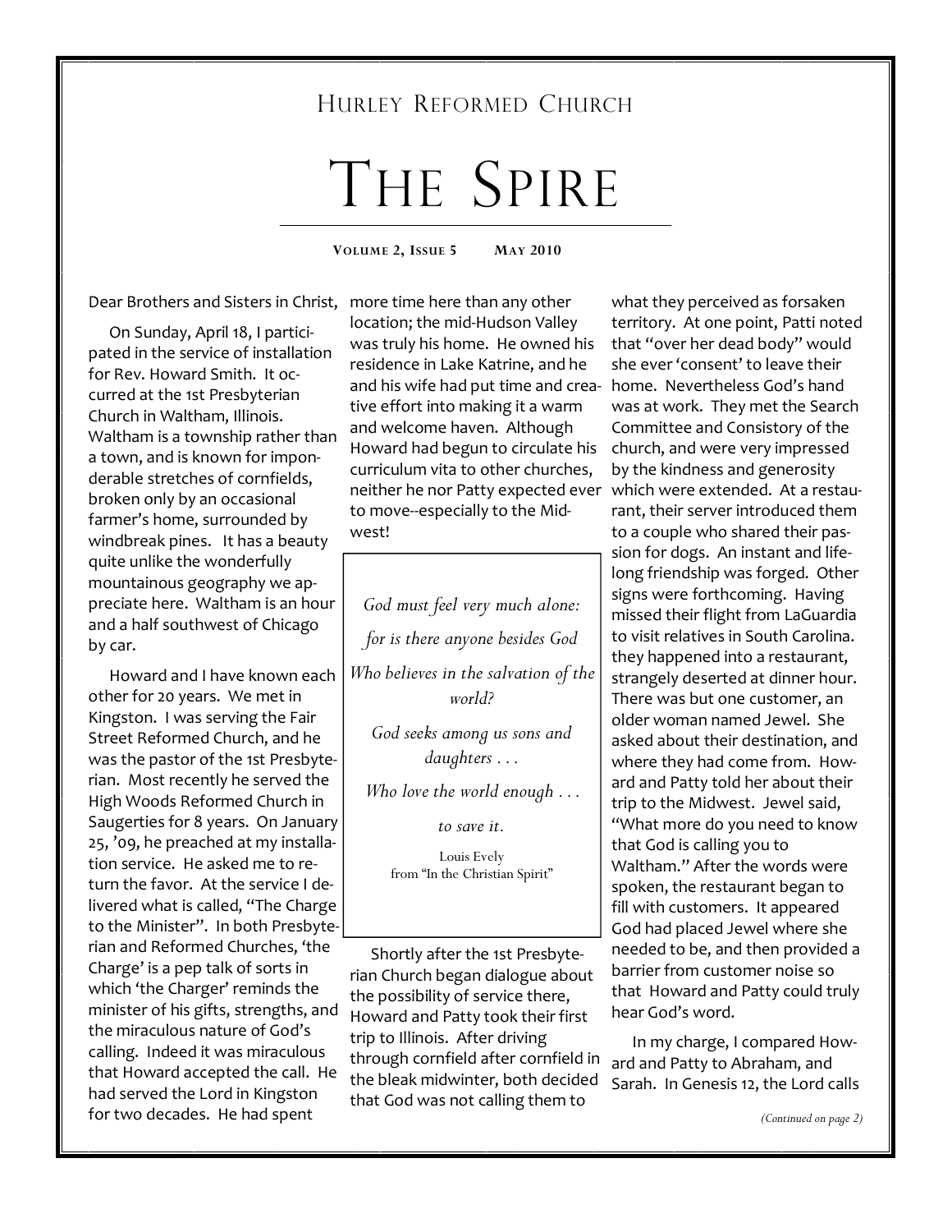# Hurley Reformed Church

# The Spire

**Volume 2, Issue 5 May 2010**

Dear Brothers and Sisters in Christ,

On Sunday, April 18, I participated in the service of installation for Rev. Howard Smith. It occurred at the 1st Presbyterian Church in Waltham, Illinois. Waltham is a township rather than a town, and is known for imponderable stretches of cornfields, broken only by an occasional farmer's home, surrounded by windbreak pines. It has a beauty quite unlike the wonderfully mountainous geography we appreciate here. Waltham is an hour and a half southwest of Chicago by car.

Howard and I have known each other for 20 years. We met in Kingston. I was serving the Fair Street Reformed Church, and he was the pastor of the 1st Presbyterian. Most recently he served the High Woods Reformed Church in Saugerties for 8 years. On January 25, '09, he preached at my installation service. He asked me to return the favor. At the service I delivered what is called, "The Charge to the Minister". In both Presbyterian and Reformed Churches, 'the Charge' is a pep talk of sorts in which 'the Charger' reminds the minister of his gifts, strengths, and the miraculous nature of God's calling. Indeed it was miraculous that Howard accepted the call. He had served the Lord in Kingston for two decades. He had spent more time here than any other location; the mid-Hudson Valley was truly his home. He owned his residence in Lake Katrine, and he and his wife had put time and creative effort into making it a warm and welcome haven. Although Howard had begun to circulate his curriculum vita to other churches, neither he nor Patty expected ever to move--especially to the Midwest!

> *God must feel very much alone:*
>
> *for is there anyone besides God*
>
> *Who believes in the salvation of the world?*
>
> *God seeks among us sons and daughters . . .*
>
> *Who love the world enough . . .*
>
> *to save it.*
>
> Louis Evely
> from "In the Christian Spirit"

Shortly after the 1st Presbyterian Church began dialogue about the possibility of service there, Howard and Patty took their first trip to Illinois. After driving through cornfield after cornfield in the bleak midwinter, both decided that God was not calling them to what they perceived as forsaken territory. At one point, Patti noted that "over her dead body" would she ever 'consent' to leave their home. Nevertheless God's hand was at work. They met the Search Committee and Consistory of the church, and were very impressed by the kindness and generosity which were extended. At a restaurant, their server introduced them to a couple who shared their passion for dogs. An instant and lifelong friendship was forged. Other signs were forthcoming. Having missed their flight from LaGuardia to visit relatives in South Carolina. they happened into a restaurant, strangely deserted at dinner hour. There was but one customer, an older woman named Jewel. She asked about their destination, and where they had come from. Howard and Patty told her about their trip to the Midwest. Jewel said, "What more do you need to know that God is calling you to Waltham." After the words were spoken, the restaurant began to fill with customers. It appeared God had placed Jewel where she needed to be, and then provided a barrier from customer noise so that Howard and Patty could truly hear God's word.

In my charge, I compared Howard and Patty to Abraham, and Sarah. In Genesis 12, the Lord calls

*(Continued on page 2)*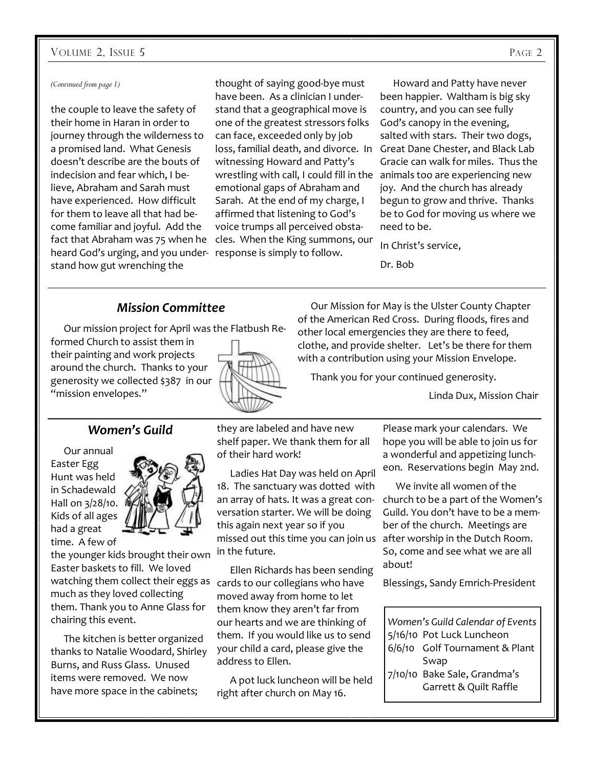*(Continued from page 1)*

the couple to leave the safety of their home in Haran in order to journey through the wilderness to a promised land. What Genesis doesn't describe are the bouts of indecision and fear which, I believe, Abraham and Sarah must have experienced. How difficult for them to leave all that had become familiar and joyful. Add the fact that Abraham was 75 when he heard God's urging, and you understand how gut wrenching the thought of saying good-bye must have been. As a clinician I understand that a geographical move is one of the greatest stressors folks can face, exceeded only by job loss, familial death, and divorce. In witnessing Howard and Patty's wrestling with call, I could fill in the emotional gaps of Abraham and Sarah. At the end of my charge, I affirmed that listening to God's voice trumps all perceived obstacles. When the King summons, our response is simply to follow.

Howard and Patty have never been happier. Waltham is big sky country, and you can see fully God's canopy in the evening, salted with stars. Their two dogs, Great Dane Chester, and Black Lab Gracie can walk for miles. Thus the animals too are experiencing new joy. And the church has already begun to grow and thrive. Thanks be to God for moving us where we need to be.

In Christ's service,

Dr. Bob

## *Mission Committee*

Our mission project for April was the Flatbush Reformed Church to assist them in their painting and work projects around the church. Thanks to your generosity we collected $387 in our "mission envelopes."

Our Mission for May is the Ulster County Chapter of the American Red Cross. During floods, fires and other local emergencies they are there to feed, clothe, and provide shelter. Let's be there for them with a contribution using your Mission Envelope.

Thank you for your continued generosity.

Linda Dux, Mission Chair

## *Women's Guild*

Our annual Easter Egg Hunt was held in Schadewald Hall on 3/28/10. Kids of all ages had a great time. A few of the younger kids brought their own Easter baskets to fill. We loved watching them collect their eggs as much as they loved collecting them. Thank you to Anne Glass for chairing this event.

The kitchen is better organized thanks to Natalie Woodard, Shirley Burns, and Russ Glass. Unused items were removed. We now have more space in the cabinets; they are labeled and have new shelf paper. We thank them for all of their hard work!

Ladies Hat Day was held on April 18. The sanctuary was dotted with an array of hats. It was a great conversation starter. We will be doing this again next year so if you missed out this time you can join us in the future.

Ellen Richards has been sending cards to our collegians who have moved away from home to let them know they aren't far from our hearts and we are thinking of them. If you would like us to send your child a card, please give the address to Ellen.

A pot luck luncheon will be held right after church on May 16. Please mark your calendars. We hope you will be able to join us for a wonderful and appetizing luncheon. Reservations begin May 2nd.

We invite all women of the church to be a part of the Women's Guild. You don't have to be a member of the church. Meetings are after worship in the Dutch Room. So, come and see what we are all about!

Blessings, Sandy Emrich-President

*Women's Guild Calendar of Events*

- 5/16/10 Pot Luck Luncheon
- 6/6/10 Golf Tournament & Plant Swap
- 7/10/10 Bake Sale, Grandma's Garrett & Quilt Raffle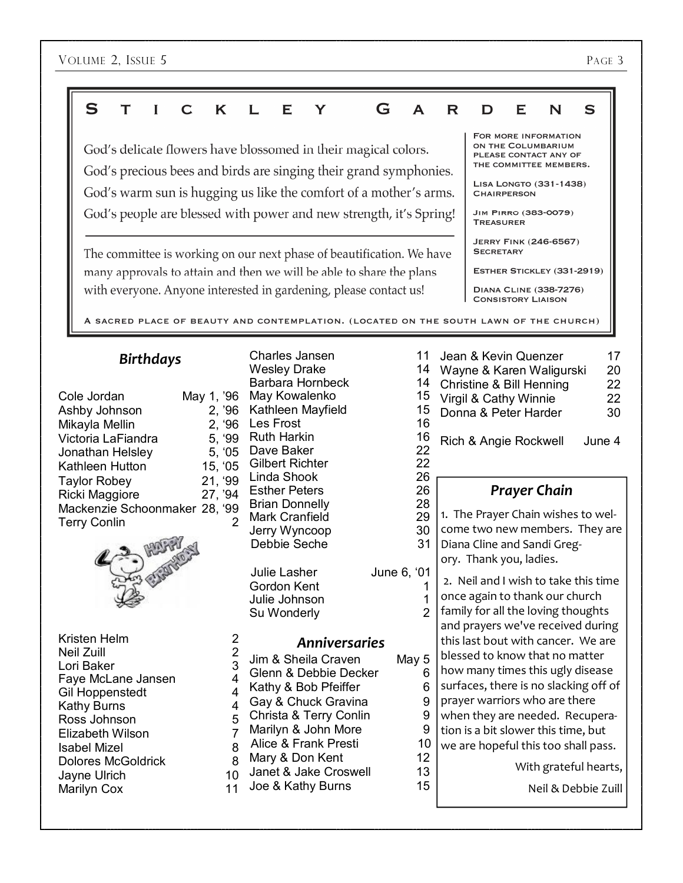# STICKLEY GARDENS

God's delicate flowers have blossomed in their magical colors.
God's precious bees and birds are singing their grand symphonies.
God's warm sun is hugging us like the comfort of a mother's arms.
God's people are blessed with power and new strength, it's Spring!

The committee is working on our next phase of beautification. We have many approvals to attain and then we will be able to share the plans with everyone. Anyone interested in gardening, please contact us!

FOR MORE INFORMATION ON THE COLUMBARIUM PLEASE CONTACT ANY OF THE COMMITTEE MEMBERS.

LISA LONGTO (331-1438) CHAIRPERSON

JIM PIRRO (383-0079) TREASURER

JERRY FINK (246-6567) SECRETARY

ESTHER STICKLEY (331-2919)

DIANA CLINE (338-7276) CONSISTORY LIAISON

A SACRED PLACE OF BEAUTY AND CONTEMPLATION. (LOCATED ON THE SOUTH LAWN OF THE CHURCH)

## *Birthdays*

| | |
|---|---|
| Cole Jordan | May 1, '96 |
| Ashby Johnson | 2, '96 |
| Mikayla Mellin | 2, '96 |
| Victoria LaFiandra | 5, '99 |
| Jonathan Helsley | 5, '05 |
| Kathleen Hutton | 15, '05 |
| Taylor Robey | 21, '99 |
| Ricki Maggiore | 27, '94 |
| Mackenzie Schoonmaker | 28, '99 |
| Terry Conlin | 2 |
| Kristen Helm | 2 |
| Neil Zuill | 2 |
| Lori Baker | 3 |
| Faye McLane Jansen | 4 |
| Gil Hoppenstedt | 4 |
| Kathy Burns | 4 |
| Ross Johnson | 5 |
| Elizabeth Wilson | 7 |
| Isabel Mizel | 8 |
| Dolores McGoldrick | 8 |
| Jayne Ulrich | 10 |
| Marilyn Cox | 11 |
| Charles Jansen | 11 |
| Wesley Drake | 14 |
| Barbara Hornbeck | 14 |
| May Kowalenko | 15 |
| Kathleen Mayfield | 15 |
| Les Frost | 16 |
| Ruth Harkin | 16 |
| Dave Baker | 22 |
| Gilbert Richter | 22 |
| Linda Shook | 26 |
| Esther Peters | 26 |
| Brian Donnelly | 28 |
| Mark Cranfield | 29 |
| Jerry Wyncoop | 30 |
| Debbie Seche | 31 |
| Julie Lasher | June 6, '01 |
| Gordon Kent | 1 |
| Julie Johnson | 1 |
| Su Wonderly | 2 |

## *Anniversaries*

| | |
|---|---|
| Jim & Sheila Craven | May 5 |
| Glenn & Debbie Decker | 6 |
| Kathy & Bob Pfeiffer | 6 |
| Gay & Chuck Gravina | 9 |
| Christa & Terry Conlin | 9 |
| Marilyn & John More | 9 |
| Alice & Frank Presti | 10 |
| Mary & Don Kent | 12 |
| Janet & Jake Croswell | 13 |
| Joe & Kathy Burns | 15 |
| Jean & Kevin Quenzer | 17 |
| Wayne & Karen Waligurski | 20 |
| Christine & Bill Henning | 22 |
| Virgil & Cathy Winnie | 22 |
| Donna & Peter Harder | 30 |
| Rich & Angie Rockwell | June 4 |

## *Prayer Chain*

1. The Prayer Chain wishes to welcome two new members. They are Diana Cline and Sandi Gregory. Thank you, ladies.

2. Neil and I wish to take this time once again to thank our church family for all the loving thoughts and prayers we've received during this last bout with cancer. We are blessed to know that no matter how many times this ugly disease surfaces, there is no slacking off of prayer warriors who are there when they are needed. Recuperation is a bit slower this time, but we are hopeful this too shall pass.

With grateful hearts,

Neil & Debbie Zuill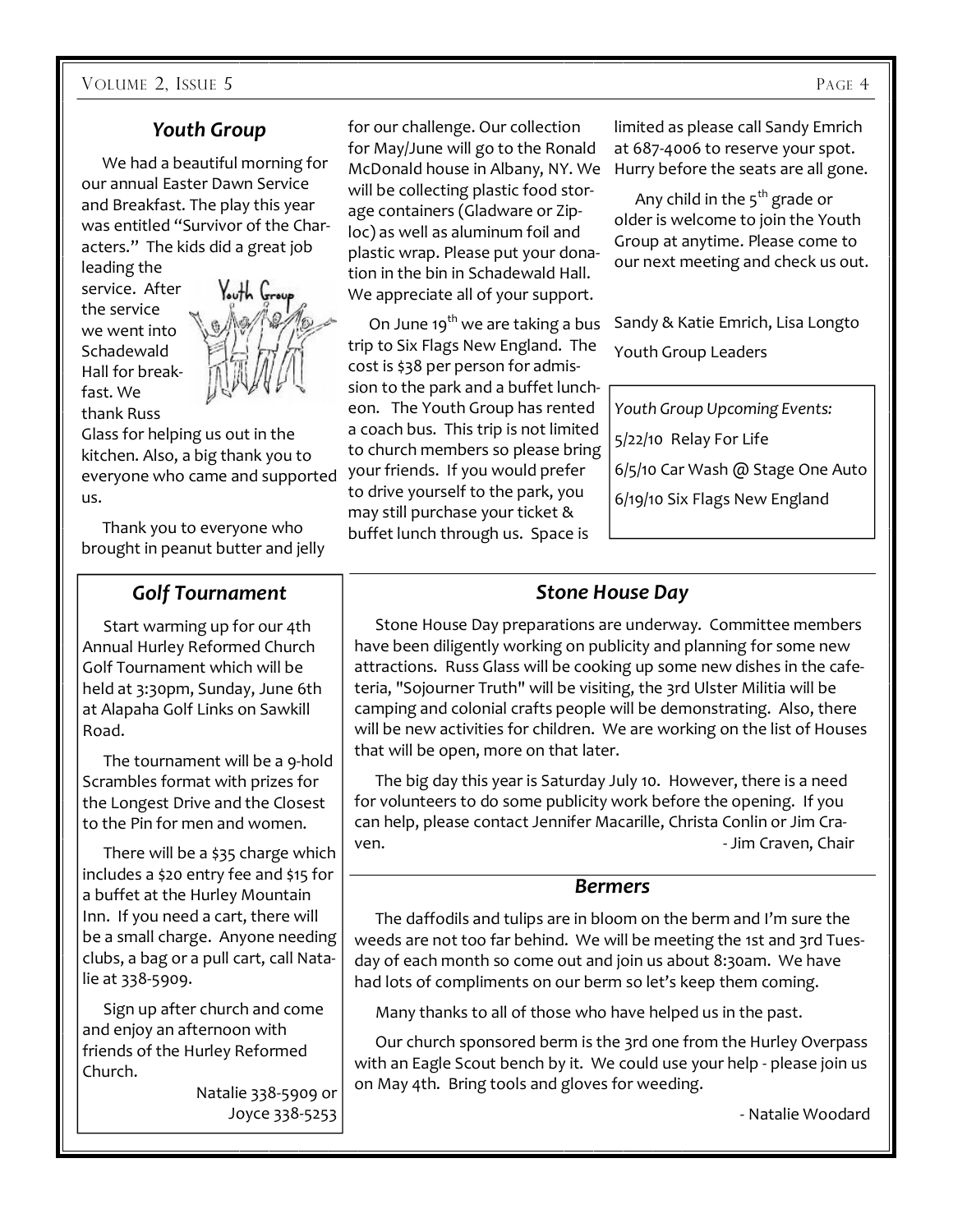## Youth Group

We had a beautiful morning for our annual Easter Dawn Service and Breakfast. The play this year was entitled "Survivor of the Characters." The kids did a great job leading the service. After the service we went into Schadewald Hall for breakfast. We thank Russ Glass for helping us out in the kitchen. Also, a big thank you to everyone who came and supported us.

Thank you to everyone who brought in peanut butter and jelly for our challenge. Our collection for May/June will go to the Ronald McDonald house in Albany, NY. We will be collecting plastic food storage containers (Gladware or Ziploc) as well as aluminum foil and plastic wrap. Please put your donation in the bin in Schadewald Hall. We appreciate all of your support.

On June 19th we are taking a bus trip to Six Flags New England. The cost is $38 per person for admission to the park and a buffet luncheon. The Youth Group has rented a coach bus. This trip is not limited to church members so please bring your friends. If you would prefer to drive yourself to the park, you may still purchase your ticket & buffet lunch through us. Space is limited as please call Sandy Emrich at 687-4006 to reserve your spot. Hurry before the seats are all gone.

Any child in the 5th grade or older is welcome to join the Youth Group at anytime. Please come to our next meeting and check us out.

Sandy & Katie Emrich, Lisa Longto

Youth Group Leaders

*Youth Group Upcoming Events:*

5/22/10 Relay For Life

6/5/10 Car Wash @ Stage One Auto

6/19/10 Six Flags New England

## Golf Tournament

Start warming up for our 4th Annual Hurley Reformed Church Golf Tournament which will be held at 3:30pm, Sunday, June 6th at Alapaha Golf Links on Sawkill Road.

The tournament will be a 9-hold Scrambles format with prizes for the Longest Drive and the Closest to the Pin for men and women.

There will be a $35 charge which includes a $20 entry fee and $15 for a buffet at the Hurley Mountain Inn. If you need a cart, there will be a small charge. Anyone needing clubs, a bag or a pull cart, call Natalie at 338-5909.

Sign up after church and come and enjoy an afternoon with friends of the Hurley Reformed Church.

Natalie 338-5909 or Joyce 338-5253

## Stone House Day

Stone House Day preparations are underway. Committee members have been diligently working on publicity and planning for some new attractions. Russ Glass will be cooking up some new dishes in the cafeteria, "Sojourner Truth" will be visiting, the 3rd Ulster Militia will be camping and colonial crafts people will be demonstrating. Also, there will be new activities for children. We are working on the list of Houses that will be open, more on that later.

The big day this year is Saturday July 10. However, there is a need for volunteers to do some publicity work before the opening. If you can help, please contact Jennifer Macarille, Christa Conlin or Jim Craven.

- Jim Craven, Chair

## Bermers

The daffodils and tulips are in bloom on the berm and I'm sure the weeds are not too far behind. We will be meeting the 1st and 3rd Tuesday of each month so come out and join us about 8:30am. We have had lots of compliments on our berm so let's keep them coming.

Many thanks to all of those who have helped us in the past.

Our church sponsored berm is the 3rd one from the Hurley Overpass with an Eagle Scout bench by it. We could use your help - please join us on May 4th. Bring tools and gloves for weeding.

- Natalie Woodard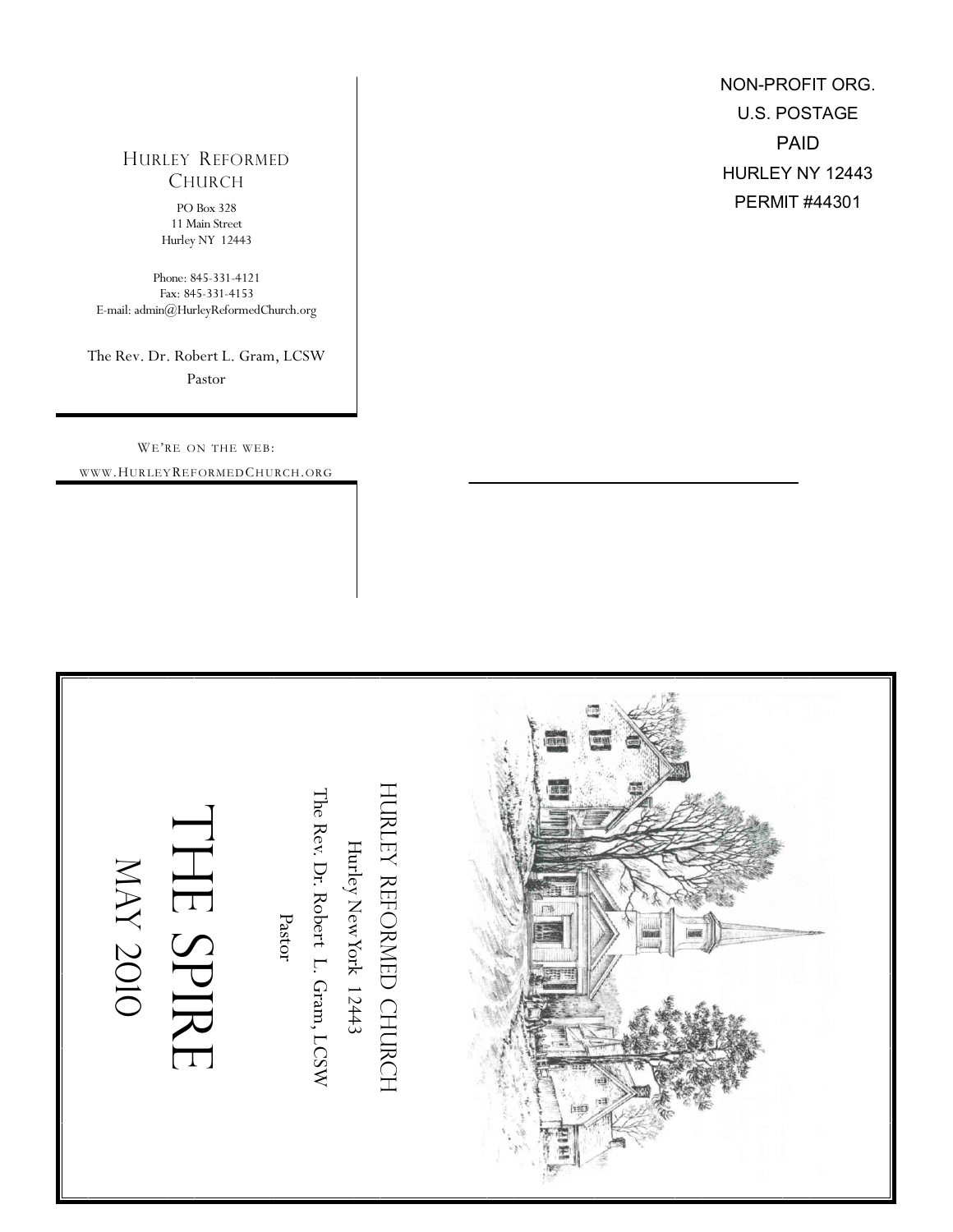# HURLEY REFORMED CHURCH

PO Box 328
11 Main Street
Hurley NY 12443

Phone: 845-331-4121
Fax: 845-331-4153
E-mail: admin@HurleyReformedChurch.org

The Rev. Dr. Robert L. Gram, LCSW
Pastor

WE'RE ON THE WEB:
WWW.HURLEYREFORMEDCHURCH.ORG

NON-PROFIT ORG.
U.S. POSTAGE
PAID
HURLEY NY 12443
PERMIT #44301

HURLEY REFORMED CHURCH
Hurley New York 12443
The Rev. Dr. Robert L. Gram, LCSW
Pastor

# THE SPIRE

## MAY 2010